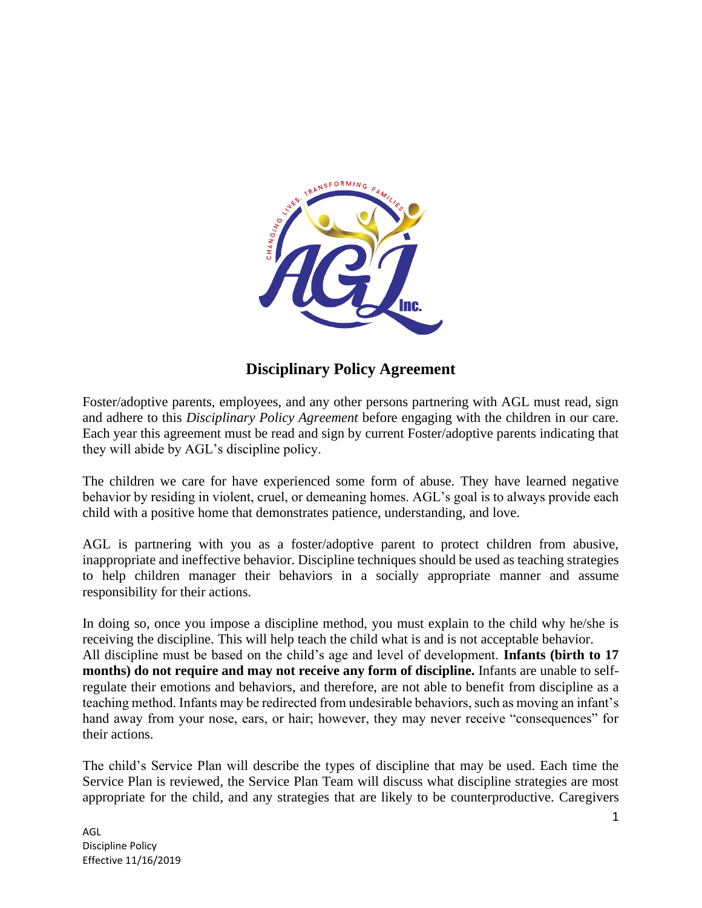# Disciplinary Policy Agreement

Foster/adoptive parents, employees, and any other persons partnering with AGL must read, sign and adhere to this *Disciplinary Policy Agreement* before engaging with the children in our care. Each year this agreement must be read and sign by current Foster/adoptive parents indicating that they will abide by AGL's discipline policy.

The children we care for have experienced some form of abuse. They have learned negative behavior by residing in violent, cruel, or demeaning homes. AGL's goal is to always provide each child with a positive home that demonstrates patience, understanding, and love.

AGL is partnering with you as a foster/adoptive parent to protect children from abusive, inappropriate and ineffective behavior. Discipline techniques should be used as teaching strategies to help children manager their behaviors in a socially appropriate manner and assume responsibility for their actions.

In doing so, once you impose a discipline method, you must explain to the child why he/she is receiving the discipline. This will help teach the child what is and is not acceptable behavior. All discipline must be based on the child's age and level of development. **Infants (birth to 17 months) do not require and may not receive any form of discipline.** Infants are unable to self-regulate their emotions and behaviors, and therefore, are not able to benefit from discipline as a teaching method. Infants may be redirected from undesirable behaviors, such as moving an infant's hand away from your nose, ears, or hair; however, they may never receive "consequences" for their actions.

The child's Service Plan will describe the types of discipline that may be used. Each time the Service Plan is reviewed, the Service Plan Team will discuss what discipline strategies are most appropriate for the child, and any strategies that are likely to be counterproductive. Caregivers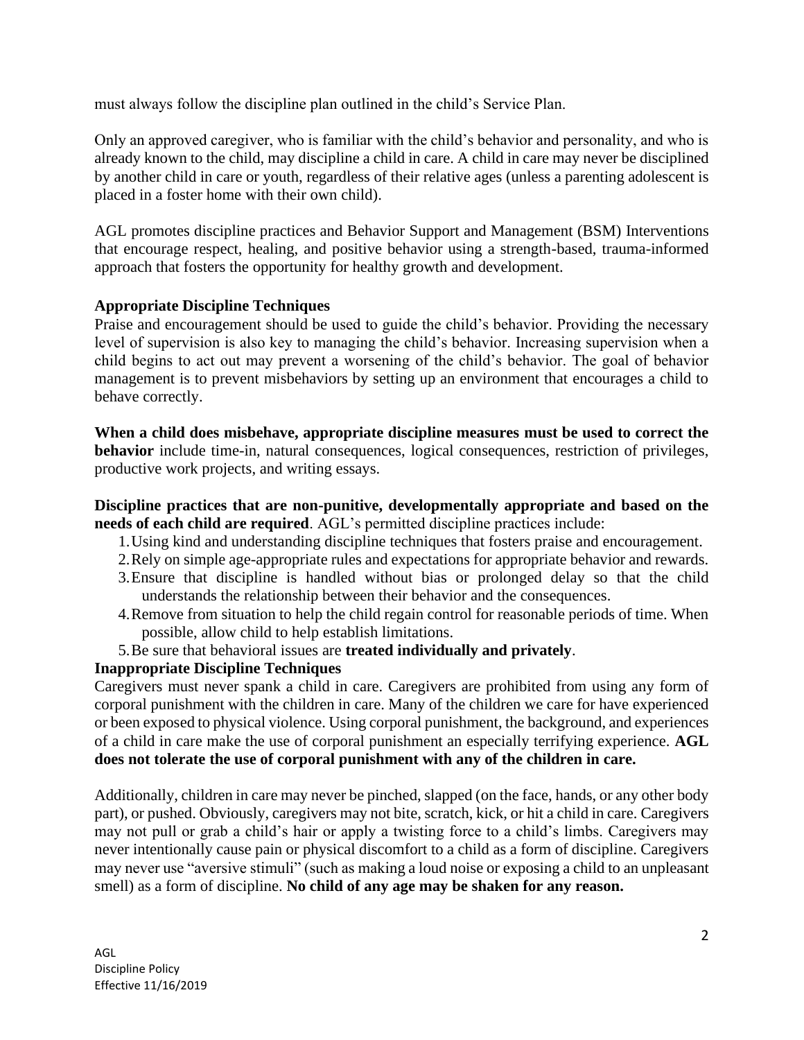must always follow the discipline plan outlined in the child's Service Plan.

Only an approved caregiver, who is familiar with the child's behavior and personality, and who is already known to the child, may discipline a child in care. A child in care may never be disciplined by another child in care or youth, regardless of their relative ages (unless a parenting adolescent is placed in a foster home with their own child).

AGL promotes discipline practices and Behavior Support and Management (BSM) Interventions that encourage respect, healing, and positive behavior using a strength-based, trauma-informed approach that fosters the opportunity for healthy growth and development.

**Appropriate Discipline Techniques**

Praise and encouragement should be used to guide the child's behavior. Providing the necessary level of supervision is also key to managing the child's behavior. Increasing supervision when a child begins to act out may prevent a worsening of the child's behavior. The goal of behavior management is to prevent misbehaviors by setting up an environment that encourages a child to behave correctly.

**When a child does misbehave, appropriate discipline measures must be used to correct the behavior** include time-in, natural consequences, logical consequences, restriction of privileges, productive work projects, and writing essays.

**Discipline practices that are non-punitive, developmentally appropriate and based on the needs of each child are required**. AGL's permitted discipline practices include:

1. Using kind and understanding discipline techniques that fosters praise and encouragement.
2. Rely on simple age-appropriate rules and expectations for appropriate behavior and rewards.
3. Ensure that discipline is handled without bias or prolonged delay so that the child understands the relationship between their behavior and the consequences.
4. Remove from situation to help the child regain control for reasonable periods of time. When possible, allow child to help establish limitations.
5. Be sure that behavioral issues are **treated individually and privately**.

**Inappropriate Discipline Techniques**

Caregivers must never spank a child in care. Caregivers are prohibited from using any form of corporal punishment with the children in care. Many of the children we care for have experienced or been exposed to physical violence. Using corporal punishment, the background, and experiences of a child in care make the use of corporal punishment an especially terrifying experience. **AGL does not tolerate the use of corporal punishment with any of the children in care.**

Additionally, children in care may never be pinched, slapped (on the face, hands, or any other body part), or pushed. Obviously, caregivers may not bite, scratch, kick, or hit a child in care. Caregivers may not pull or grab a child's hair or apply a twisting force to a child's limbs. Caregivers may never intentionally cause pain or physical discomfort to a child as a form of discipline. Caregivers may never use "aversive stimuli" (such as making a loud noise or exposing a child to an unpleasant smell) as a form of discipline. **No child of any age may be shaken for any reason.**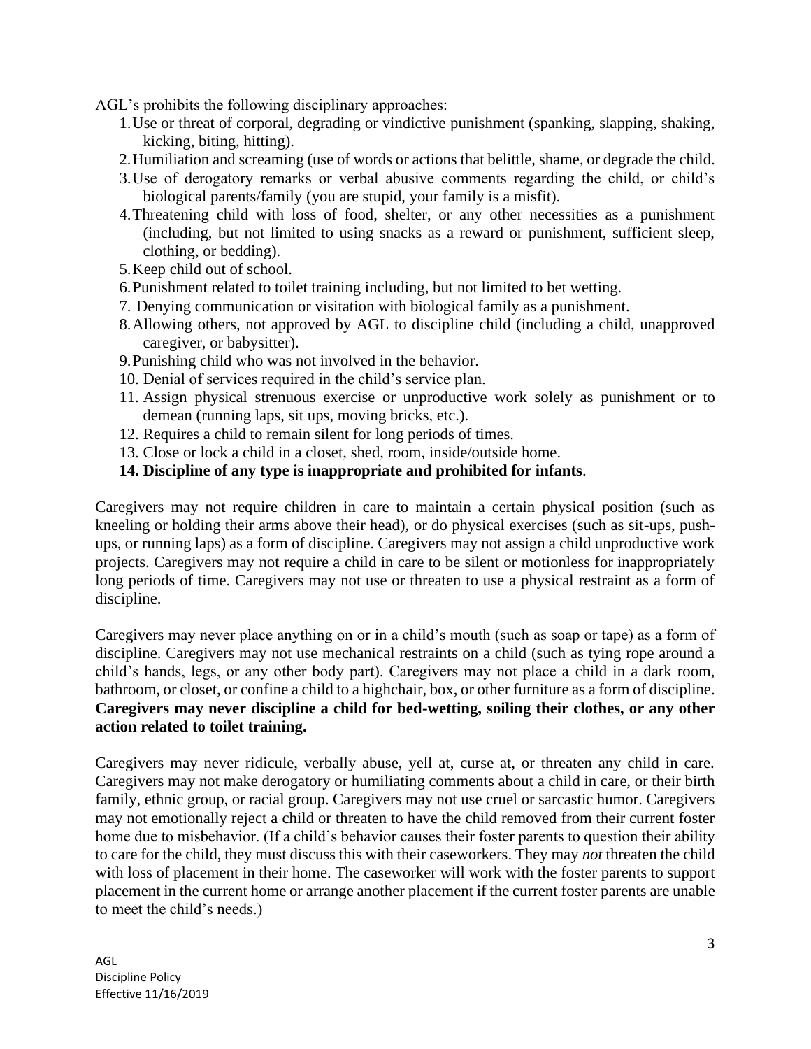AGL's prohibits the following disciplinary approaches:

1. Use or threat of corporal, degrading or vindictive punishment (spanking, slapping, shaking, kicking, biting, hitting).
2. Humiliation and screaming (use of words or actions that belittle, shame, or degrade the child.
3. Use of derogatory remarks or verbal abusive comments regarding the child, or child's biological parents/family (you are stupid, your family is a misfit).
4. Threatening child with loss of food, shelter, or any other necessities as a punishment (including, but not limited to using snacks as a reward or punishment, sufficient sleep, clothing, or bedding).
5. Keep child out of school.
6. Punishment related to toilet training including, but not limited to bet wetting.
7. Denying communication or visitation with biological family as a punishment.
8. Allowing others, not approved by AGL to discipline child (including a child, unapproved caregiver, or babysitter).
9. Punishing child who was not involved in the behavior.
10. Denial of services required in the child's service plan.
11. Assign physical strenuous exercise or unproductive work solely as punishment or to demean (running laps, sit ups, moving bricks, etc.).
12. Requires a child to remain silent for long periods of times.
13. Close or lock a child in a closet, shed, room, inside/outside home.
14. **Discipline of any type is inappropriate and prohibited for infants**.

Caregivers may not require children in care to maintain a certain physical position (such as kneeling or holding their arms above their head), or do physical exercises (such as sit-ups, push-ups, or running laps) as a form of discipline. Caregivers may not assign a child unproductive work projects. Caregivers may not require a child in care to be silent or motionless for inappropriately long periods of time. Caregivers may not use or threaten to use a physical restraint as a form of discipline.

Caregivers may never place anything on or in a child's mouth (such as soap or tape) as a form of discipline. Caregivers may not use mechanical restraints on a child (such as tying rope around a child's hands, legs, or any other body part). Caregivers may not place a child in a dark room, bathroom, or closet, or confine a child to a highchair, box, or other furniture as a form of discipline. **Caregivers may never discipline a child for bed-wetting, soiling their clothes, or any other action related to toilet training.**

Caregivers may never ridicule, verbally abuse, yell at, curse at, or threaten any child in care. Caregivers may not make derogatory or humiliating comments about a child in care, or their birth family, ethnic group, or racial group. Caregivers may not use cruel or sarcastic humor. Caregivers may not emotionally reject a child or threaten to have the child removed from their current foster home due to misbehavior. (If a child's behavior causes their foster parents to question their ability to care for the child, they must discuss this with their caseworkers. They may *not* threaten the child with loss of placement in their home. The caseworker will work with the foster parents to support placement in the current home or arrange another placement if the current foster parents are unable to meet the child's needs.)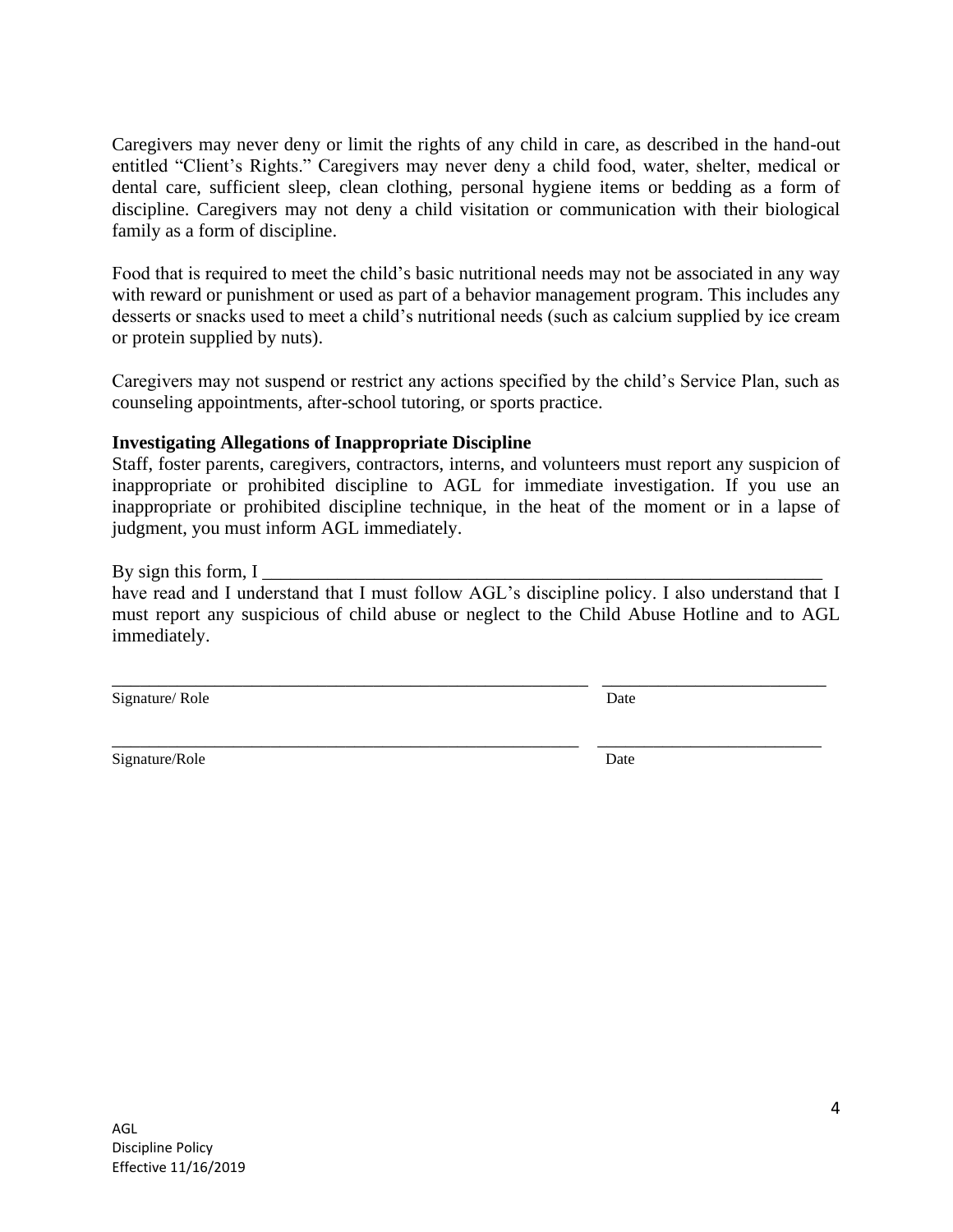Caregivers may never deny or limit the rights of any child in care, as described in the hand-out entitled "Client's Rights." Caregivers may never deny a child food, water, shelter, medical or dental care, sufficient sleep, clean clothing, personal hygiene items or bedding as a form of discipline. Caregivers may not deny a child visitation or communication with their biological family as a form of discipline.

Food that is required to meet the child's basic nutritional needs may not be associated in any way with reward or punishment or used as part of a behavior management program. This includes any desserts or snacks used to meet a child's nutritional needs (such as calcium supplied by ice cream or protein supplied by nuts).

Caregivers may not suspend or restrict any actions specified by the child's Service Plan, such as counseling appointments, after-school tutoring, or sports practice.

**Investigating Allegations of Inappropriate Discipline**

Staff, foster parents, caregivers, contractors, interns, and volunteers must report any suspicion of inappropriate or prohibited discipline to AGL for immediate investigation. If you use an inappropriate or prohibited discipline technique, in the heat of the moment or in a lapse of judgment, you must inform AGL immediately.

By sign this form, I _______________________________________________________________
have read and I understand that I must follow AGL's discipline policy. I also understand that I must report any suspicious of child abuse or neglect to the Child Abuse Hotline and to AGL immediately.

_______________________________________________________ _________________________
Signature/ Role Date

_______________________________________________________ _________________________
Signature/Role Date

AGL
Discipline Policy
Effective 11/16/2019